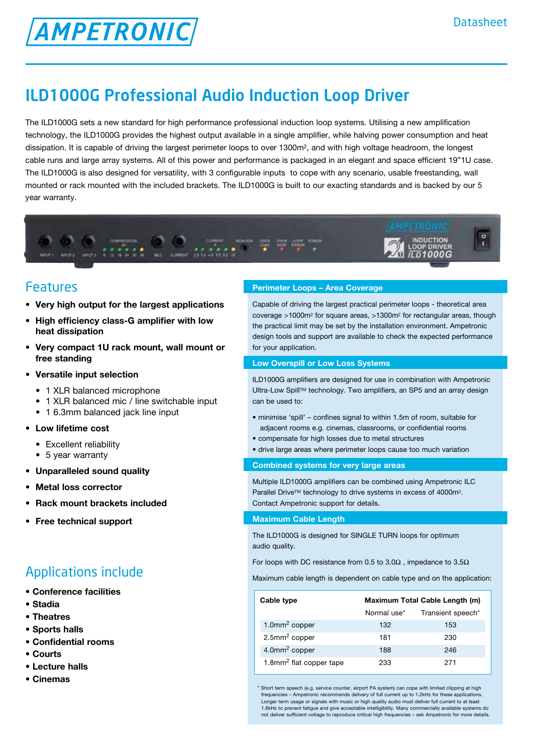AMPETRONIC

Datasheet

# ILD1000G Professional Audio Induction Loop Driver

The ILD1000G sets a new standard for high performance professional induction loop systems. Utilising a new amplification technology, the ILD1000G provides the highest output available in a single amplifier, while halving power consumption and heat dissipation. It is capable of driving the largest perimeter loops to over 1300m², and with high voltage headroom, the longest cable runs and large array systems. All of this power and performance is packaged in an elegant and space efficient 19"1U case. The ILD1000G is also designed for versatility, with 3 configurable inputs to cope with any scenario, usable freestanding, wall mounted or rack mounted with the included brackets. The ILD1000G is built to our exacting standards and is backed by our 5 year warranty.

## Features

- **Very high output for the largest applications**
- **High efficiency class-G amplifier with low heat dissipation**
- **Very compact 1U rack mount, wall mount or free standing**
- **Versatile input selection**
  - 1 XLR balanced microphone
  - 1 XLR balanced mic / line switchable input
  - 1 6.3mm balanced jack line input
- **Low lifetime cost**
  - Excellent reliability
  - 5 year warranty
- **Unparalleled sound quality**
- **Metal loss corrector**
- **Rack mount brackets included**
- **Free technical support**

## Applications include

- **Conference facilities**
- **Stadia**
- **Theatres**
- **Sports halls**
- **Confidential rooms**
- **Courts**
- **Lecture halls**
- **Cinemas**

### Perimeter Loops – Area Coverage

Capable of driving the largest practical perimeter loops - theoretical area coverage >1000m² for square areas, >1300m² for rectangular areas, though the practical limit may be set by the installation environment. Ampetronic design tools and support are available to check the expected performance for your application.

### Low Overspill or Low Loss Systems

ILD1000G amplifiers are designed for use in combination with Ampetronic Ultra-Low Spill™ technology. Two amplifiers, an SP5 and an array design can be used to:

- minimise 'spill' – confines signal to within 1.5m of room, suitable for adjacent rooms e.g. cinemas, classrooms, or confidential rooms
- compensate for high losses due to metal structures
- drive large areas where perimeter loops cause too much variation

### Combined systems for very large areas

Multiple ILD1000G amplifiers can be combined using Ampetronic ILC Parallel Drive™ technology to drive systems in excess of 4000m². Contact Ampetronic support for details.

### Maximum Cable Length

The ILD1000G is designed for SINGLE TURN loops for optimum audio quality.

For loops with DC resistance from 0.5 to 3.0Ω , impedance to 3.5Ω

Maximum cable length is dependent on cable type and on the application:

| Cable type | Maximum Total Cable Length (m) | |
|---|---|---|
| | Normal use* | Transient speech* |
| 1.0mm² copper | 132 | 153 |
| 2.5mm² copper | 181 | 230 |
| 4.0mm² copper | 188 | 246 |
| 1.8mm² flat copper tape | 233 | 271 |

\* Short term speech (e.g. service counter, airport PA system) can cope with limited clipping at high frequencies – Ampetronic recommends delivery of full current up to 1.2kHz for these applications. Longer term usage or signals with music or high quality audio must deliver full current to at least 1.6kHz to prevent fatigue and give acceptable intelligibility. Many commercially available systems do not deliver sufficient voltage to reproduce critical high frequencies – ask Ampetronic for more details.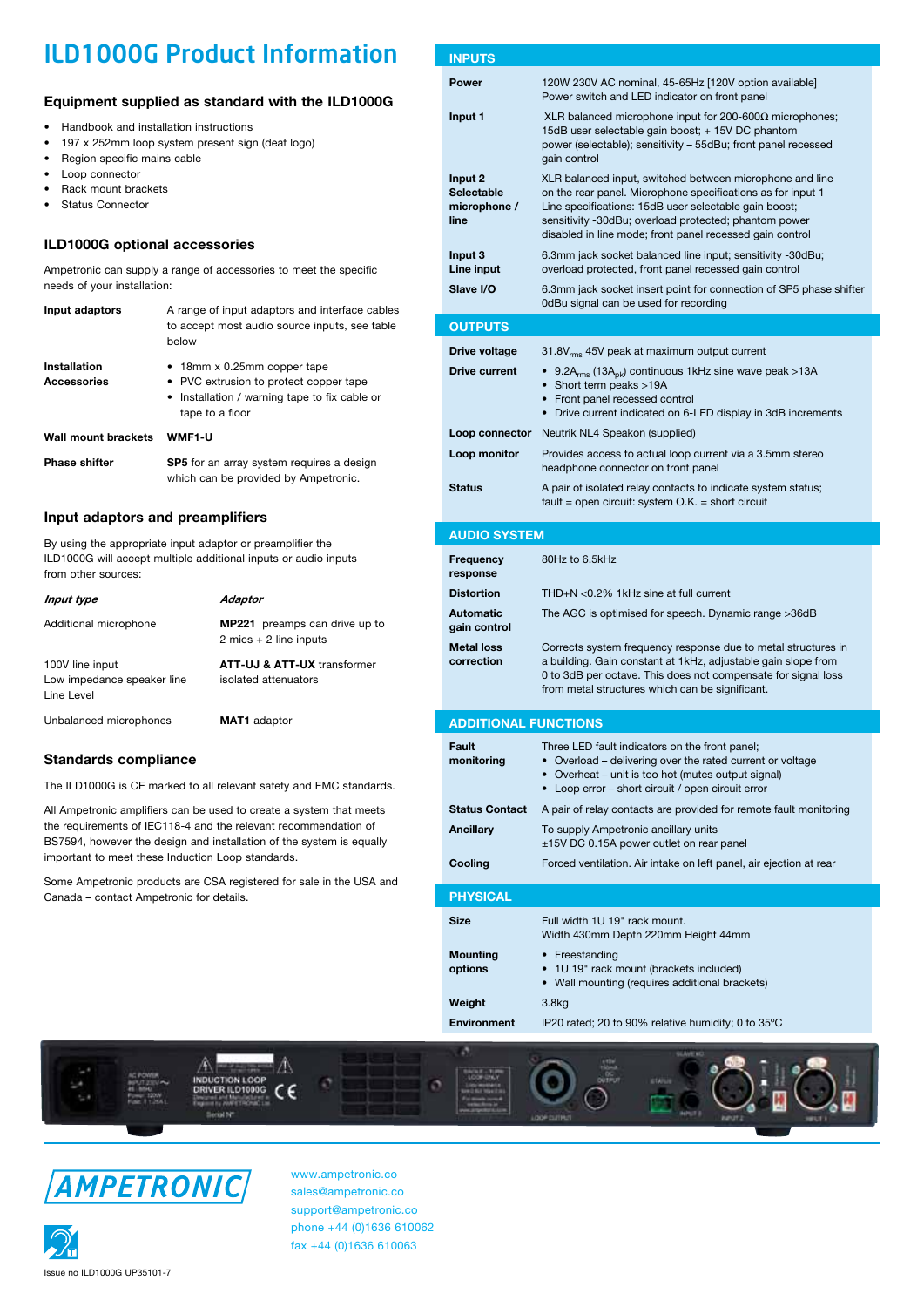# ILD1000G Product Information

### Equipment supplied as standard with the ILD1000G

- Handbook and installation instructions
- 197 x 252mm loop system present sign (deaf logo)
- Region specific mains cable
- Loop connector
- Rack mount brackets
- Status Connector

### ILD1000G optional accessories

Ampetronic can supply a range of accessories to meet the specific needs of your installation:

| | |
|---|---|
| **Input adaptors** | A range of input adaptors and interface cables to accept most audio source inputs, see table below |
| **Installation Accessories** | • 18mm x 0.25mm copper tape<br>• PVC extrusion to protect copper tape<br>• Installation / warning tape to fix cable or tape to a floor |
| **Wall mount brackets** | **WMF1-U** |
| **Phase shifter** | **SP5** for an array system requires a design which can be provided by Ampetronic. |

### Input adaptors and preamplifiers

By using the appropriate input adaptor or preamplifier the ILD1000G will accept multiple additional inputs or audio inputs from other sources:

| ***Input type*** | ***Adaptor*** |
|---|---|
| Additional microphone | **MP221** preamps can drive up to 2 mics + 2 line inputs |
| 100V line input<br>Low impedance speaker line<br>Line Level | **ATT-UJ & ATT-UX** transformer isolated attenuators |
| Unbalanced microphones | **MAT1** adaptor |

### Standards compliance

The ILD1000G is CE marked to all relevant safety and EMC standards.

All Ampetronic amplifiers can be used to create a system that meets the requirements of IEC118-4 and the relevant recommendation of BS7594, however the design and installation of the system is equally important to meet these Induction Loop standards.

Some Ampetronic products are CSA registered for sale in the USA and Canada – contact Ampetronic for details.

## INPUTS

| | |
|---|---|
| **Power** | 120W 230V AC nominal, 45-65Hz [120V option available]<br>Power switch and LED indicator on front panel |
| **Input 1** | XLR balanced microphone input for 200-600Ω microphones; 15dB user selectable gain boost; + 15V DC phantom power (selectable); sensitivity – 55dBu; front panel recessed gain control |
| **Input 2 Selectable microphone / line** | XLR balanced input, switched between microphone and line on the rear panel. Microphone specifications as for input 1<br>Line specifications: 15dB user selectable gain boost; sensitivity -30dBu; overload protected; phantom power disabled in line mode; front panel recessed gain control |
| **Input 3 Line input** | 6.3mm jack socket balanced line input; sensitivity -30dBu; overload protected, front panel recessed gain control |
| **Slave I/O** | 6.3mm jack socket insert point for connection of SP5 phase shifter 0dBu signal can be used for recording |

## OUTPUTS

| | |
|---|---|
| **Drive voltage** | 31.8$V_{rms}$ 45V peak at maximum output current |
| **Drive current** | • 9.2$A_{rms}$ (13$A_{pk}$) continuous 1kHz sine wave peak >13A<br>• Short term peaks >19A<br>• Front panel recessed control<br>• Drive current indicated on 6-LED display in 3dB increments |
| **Loop connector** | Neutrik NL4 Speakon (supplied) |
| **Loop monitor** | Provides access to actual loop current via a 3.5mm stereo headphone connector on front panel |
| **Status** | A pair of isolated relay contacts to indicate system status; fault = open circuit: system O.K. = short circuit |

## AUDIO SYSTEM

| | |
|---|---|
| **Frequency response** | 80Hz to 6.5kHz |
| **Distortion** | THD+N <0.2% 1kHz sine at full current |
| **Automatic gain control** | The AGC is optimised for speech. Dynamic range >36dB |
| **Metal loss correction** | Corrects system frequency response due to metal structures in a building. Gain constant at 1kHz, adjustable gain slope from 0 to 3dB per octave. This does not compensate for signal loss from metal structures which can be significant. |

## ADDITIONAL FUNCTIONS

| | |
|---|---|
| **Fault monitoring** | Three LED fault indicators on the front panel;<br>• Overload – delivering over the rated current or voltage<br>• Overheat – unit is too hot (mutes output signal)<br>• Loop error – short circuit / open circuit error |
| **Status Contact** | A pair of relay contacts are provided for remote fault monitoring |
| **Ancillary** | To supply Ampetronic ancillary units<br>±15V DC 0.15A power outlet on rear panel |
| **Cooling** | Forced ventilation. Air intake on left panel, air ejection at rear |

## PHYSICAL

| | |
|---|---|
| **Size** | Full width 1U 19" rack mount.<br>Width 430mm Depth 220mm Height 44mm |
| **Mounting options** | • Freestanding<br>• 1U 19" rack mount (brackets included)<br>• Wall mounting (requires additional brackets) |
| **Weight** | 3.8kg |
| **Environment** | IP20 rated; 20 to 90% relative humidity; 0 to 35°C |

AMPETRONIC

www.ampetronic.co
sales@ampetronic.co
support@ampetronic.co
phone +44 (0)1636 610062
fax +44 (0)1636 610063

Issue no ILD1000G UP35101-7